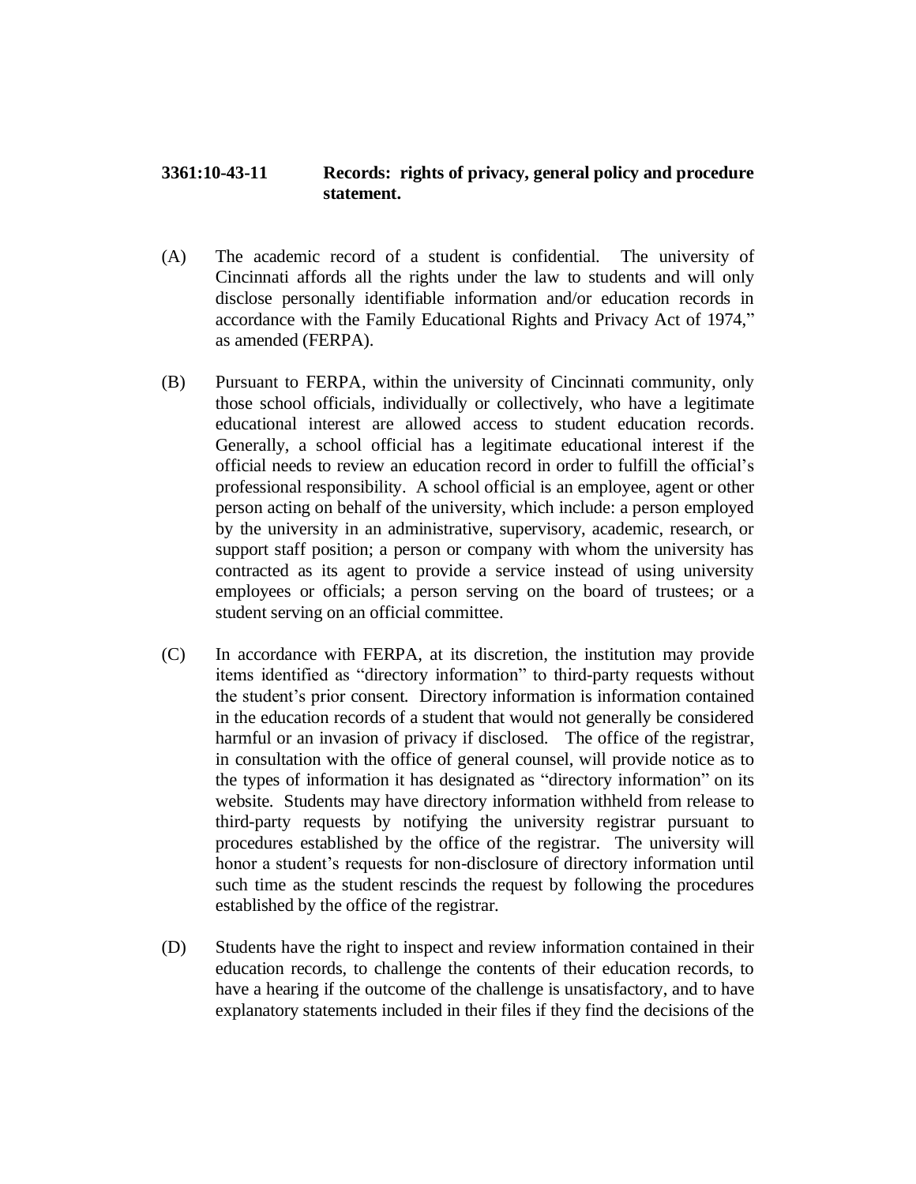**3361:10-43-11 Records: rights of privacy, general policy and procedure statement.**

(A) The academic record of a student is confidential. The university of Cincinnati affords all the rights under the law to students and will only disclose personally identifiable information and/or education records in accordance with the Family Educational Rights and Privacy Act of 1974," as amended (FERPA).

(B) Pursuant to FERPA, within the university of Cincinnati community, only those school officials, individually or collectively, who have a legitimate educational interest are allowed access to student education records. Generally, a school official has a legitimate educational interest if the official needs to review an education record in order to fulfill the official's professional responsibility. A school official is an employee, agent or other person acting on behalf of the university, which include: a person employed by the university in an administrative, supervisory, academic, research, or support staff position; a person or company with whom the university has contracted as its agent to provide a service instead of using university employees or officials; a person serving on the board of trustees; or a student serving on an official committee.

(C) In accordance with FERPA, at its discretion, the institution may provide items identified as "directory information" to third-party requests without the student's prior consent. Directory information is information contained in the education records of a student that would not generally be considered harmful or an invasion of privacy if disclosed. The office of the registrar, in consultation with the office of general counsel, will provide notice as to the types of information it has designated as "directory information" on its website. Students may have directory information withheld from release to third-party requests by notifying the university registrar pursuant to procedures established by the office of the registrar. The university will honor a student's requests for non-disclosure of directory information until such time as the student rescinds the request by following the procedures established by the office of the registrar.

(D) Students have the right to inspect and review information contained in their education records, to challenge the contents of their education records, to have a hearing if the outcome of the challenge is unsatisfactory, and to have explanatory statements included in their files if they find the decisions of the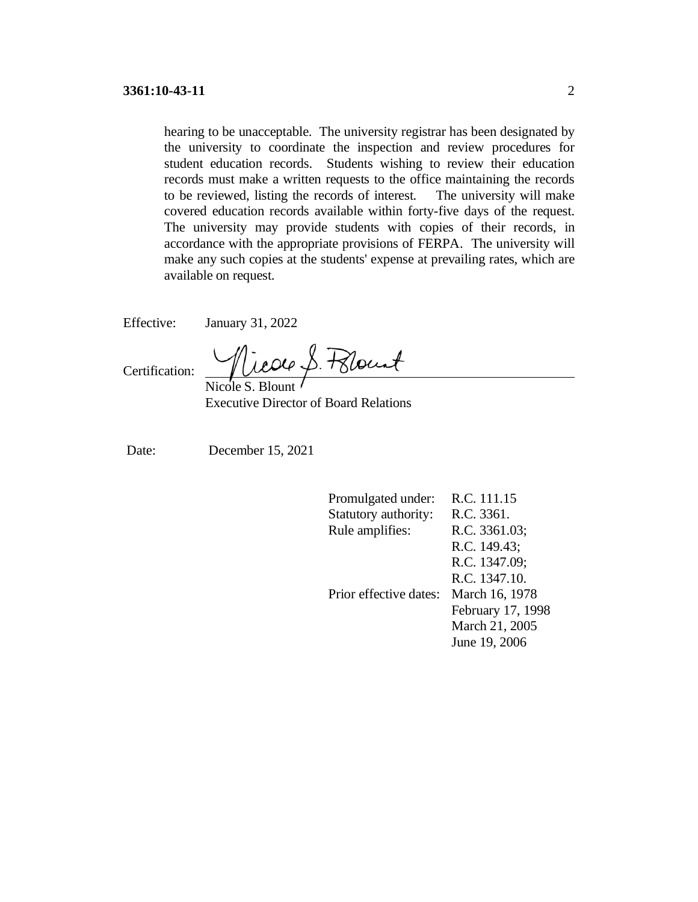hearing to be unacceptable. The university registrar has been designated by the university to coordinate the inspection and review procedures for student education records. Students wishing to review their education records must make a written requests to the office maintaining the records to be reviewed, listing the records of interest. The university will make covered education records available within forty-five days of the request. The university may provide students with copies of their records, in accordance with the appropriate provisions of FERPA. The university will make any such copies at the students' expense at prevailing rates, which are available on request.

Effective: January 31, 2022

Certification: Nicole S. Blount
Nicole S. Blount
Executive Director of Board Relations

Date: December 15, 2021

| | |
|---|---|
| Promulgated under: | R.C. 111.15 |
| Statutory authority: | R.C. 3361. |
| Rule amplifies: | R.C. 3361.03; |
| | R.C. 149.43; |
| | R.C. 1347.09; |
| | R.C. 1347.10. |
| Prior effective dates: | March 16, 1978 |
| | February 17, 1998 |
| | March 21, 2005 |
| | June 19, 2006 |